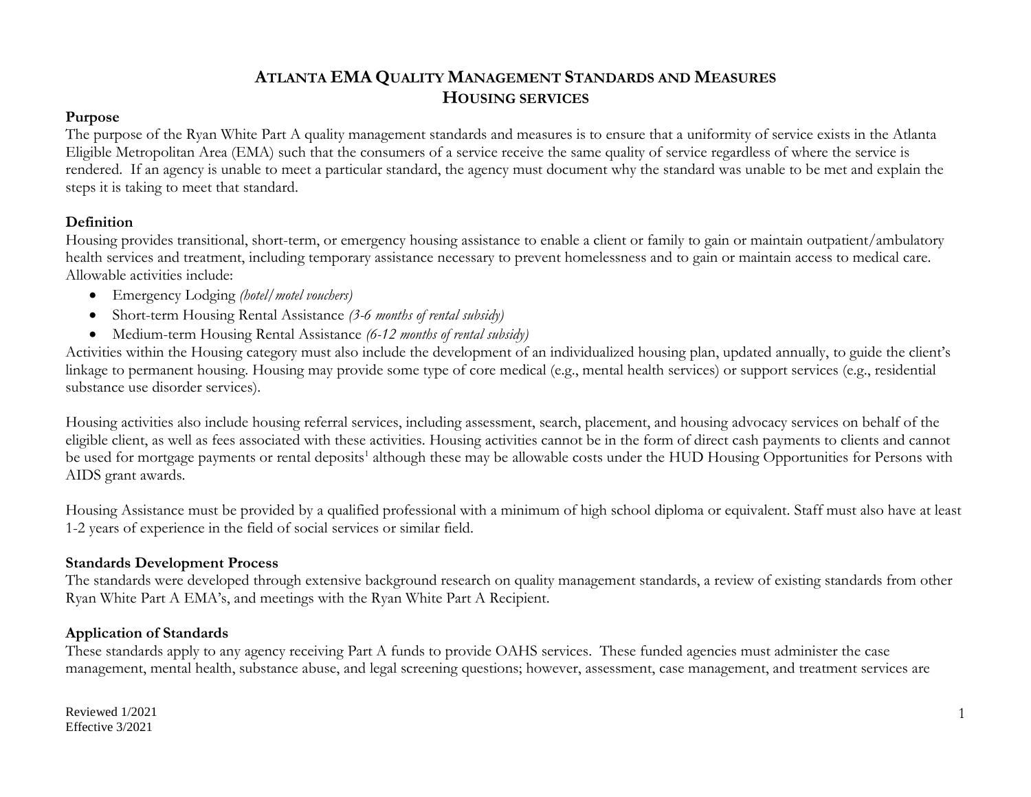# Atlanta EMA Quality Management Standards and Measures
# Housing Services

**Purpose**

The purpose of the Ryan White Part A quality management standards and measures is to ensure that a uniformity of service exists in the Atlanta Eligible Metropolitan Area (EMA) such that the consumers of a service receive the same quality of service regardless of where the service is rendered. If an agency is unable to meet a particular standard, the agency must document why the standard was unable to be met and explain the steps it is taking to meet that standard.

**Definition**

Housing provides transitional, short-term, or emergency housing assistance to enable a client or family to gain or maintain outpatient/ambulatory health services and treatment, including temporary assistance necessary to prevent homelessness and to gain or maintain access to medical care. Allowable activities include:

- Emergency Lodging *(hotel/motel vouchers)*
- Short-term Housing Rental Assistance *(3-6 months of rental subsidy)*
- Medium-term Housing Rental Assistance *(6-12 months of rental subsidy)*

Activities within the Housing category must also include the development of an individualized housing plan, updated annually, to guide the client's linkage to permanent housing. Housing may provide some type of core medical (e.g., mental health services) or support services (e.g., residential substance use disorder services).

Housing activities also include housing referral services, including assessment, search, placement, and housing advocacy services on behalf of the eligible client, as well as fees associated with these activities. Housing activities cannot be in the form of direct cash payments to clients and cannot be used for mortgage payments or rental deposits[1] although these may be allowable costs under the HUD Housing Opportunities for Persons with AIDS grant awards.

Housing Assistance must be provided by a qualified professional with a minimum of high school diploma or equivalent. Staff must also have at least 1-2 years of experience in the field of social services or similar field.

**Standards Development Process**

The standards were developed through extensive background research on quality management standards, a review of existing standards from other Ryan White Part A EMA's, and meetings with the Ryan White Part A Recipient.

**Application of Standards**

These standards apply to any agency receiving Part A funds to provide OAHS services. These funded agencies must administer the case management, mental health, substance abuse, and legal screening questions; however, assessment, case management, and treatment services are

Reviewed 1/2021
Effective 3/2021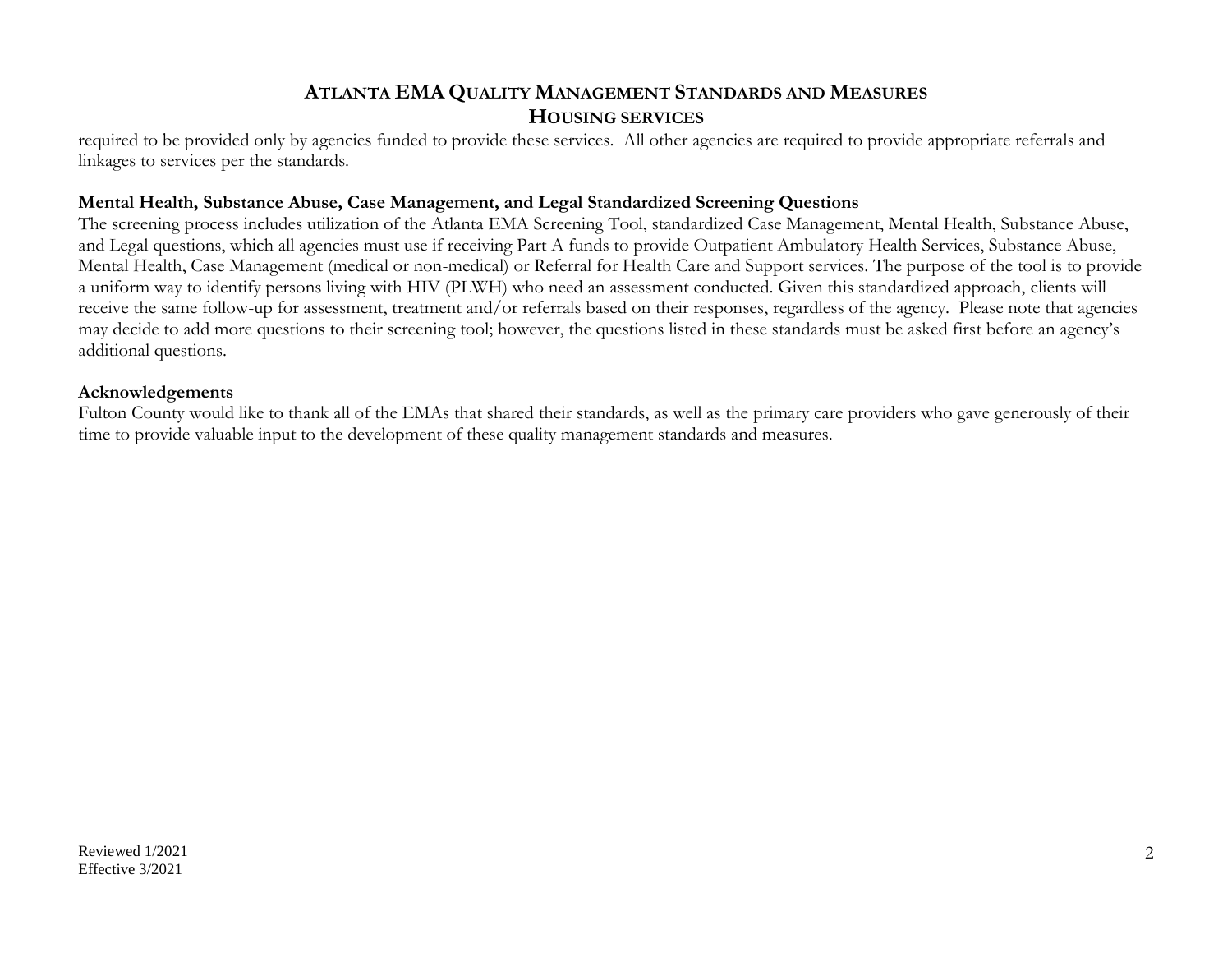required to be provided only by agencies funded to provide these services. All other agencies are required to provide appropriate referrals and linkages to services per the standards.

**Mental Health, Substance Abuse, Case Management, and Legal Standardized Screening Questions**

The screening process includes utilization of the Atlanta EMA Screening Tool, standardized Case Management, Mental Health, Substance Abuse, and Legal questions, which all agencies must use if receiving Part A funds to provide Outpatient Ambulatory Health Services, Substance Abuse, Mental Health, Case Management (medical or non-medical) or Referral for Health Care and Support services. The purpose of the tool is to provide a uniform way to identify persons living with HIV (PLWH) who need an assessment conducted. Given this standardized approach, clients will receive the same follow-up for assessment, treatment and/or referrals based on their responses, regardless of the agency. Please note that agencies may decide to add more questions to their screening tool; however, the questions listed in these standards must be asked first before an agency's additional questions.

**Acknowledgements**

Fulton County would like to thank all of the EMAs that shared their standards, as well as the primary care providers who gave generously of their time to provide valuable input to the development of these quality management standards and measures.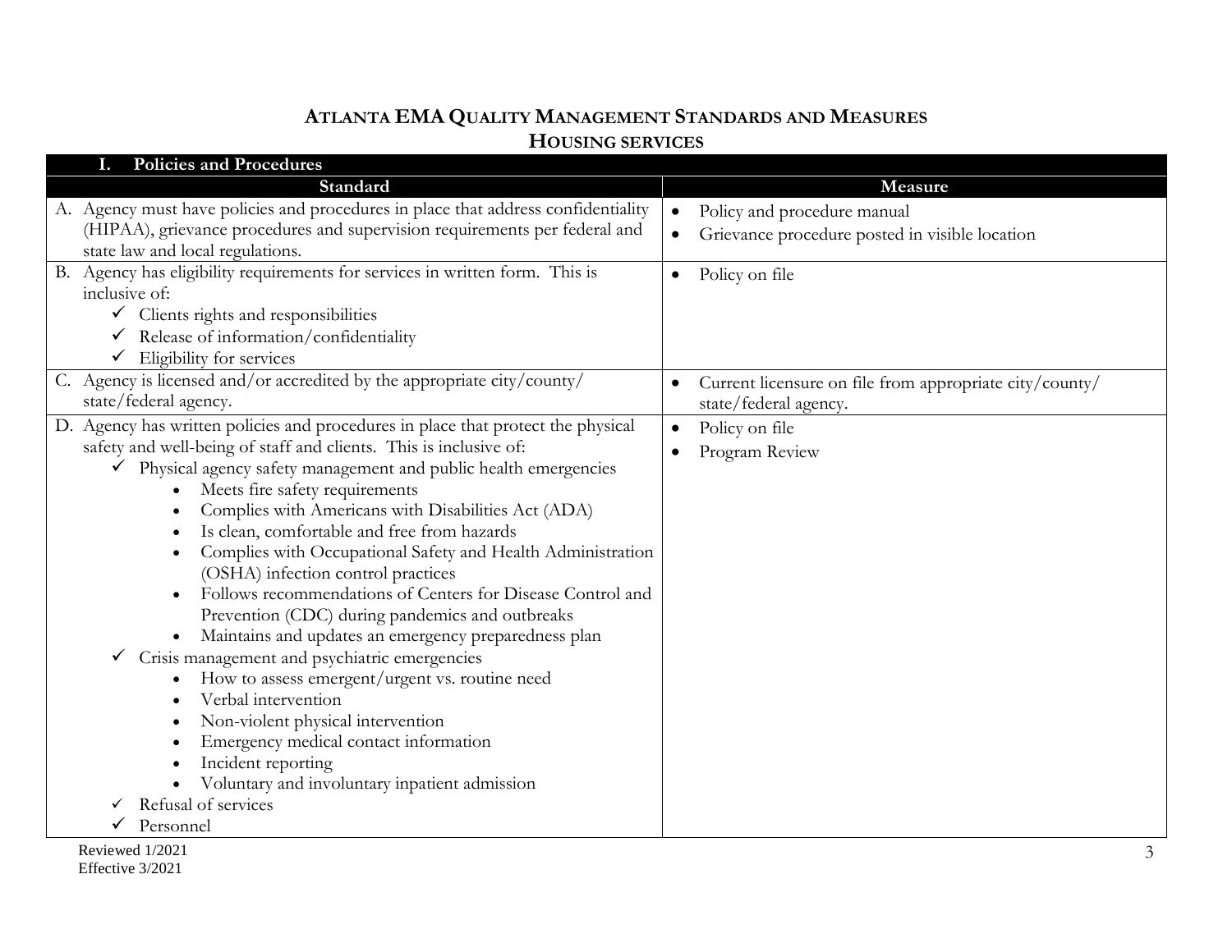# ATLANTA EMA QUALITY MANAGEMENT STANDARDS AND MEASURES
## HOUSING SERVICES

| I. Policies and Procedures | |
|---|---|
| **Standard** | **Measure** |
| A. Agency must have policies and procedures in place that address confidentiality (HIPAA), grievance procedures and supervision requirements per federal and state law and local regulations. | • Policy and procedure manual<br>• Grievance procedure posted in visible location |
| B. Agency has eligibility requirements for services in written form. This is inclusive of:<br>✓ Clients rights and responsibilities<br>✓ Release of information/confidentiality<br>✓ Eligibility for services | • Policy on file |
| C. Agency is licensed and/or accredited by the appropriate city/county/ state/federal agency. | • Current licensure on file from appropriate city/county/ state/federal agency. |
| D. Agency has written policies and procedures in place that protect the physical safety and well-being of staff and clients. This is inclusive of:<br>✓ Physical agency safety management and public health emergencies<br>&nbsp;&nbsp;&nbsp;&nbsp;• Meets fire safety requirements<br>&nbsp;&nbsp;&nbsp;&nbsp;• Complies with Americans with Disabilities Act (ADA)<br>&nbsp;&nbsp;&nbsp;&nbsp;• Is clean, comfortable and free from hazards<br>&nbsp;&nbsp;&nbsp;&nbsp;• Complies with Occupational Safety and Health Administration (OSHA) infection control practices<br>&nbsp;&nbsp;&nbsp;&nbsp;• Follows recommendations of Centers for Disease Control and Prevention (CDC) during pandemics and outbreaks<br>&nbsp;&nbsp;&nbsp;&nbsp;• Maintains and updates an emergency preparedness plan<br>✓ Crisis management and psychiatric emergencies<br>&nbsp;&nbsp;&nbsp;&nbsp;• How to assess emergent/urgent vs. routine need<br>&nbsp;&nbsp;&nbsp;&nbsp;• Verbal intervention<br>&nbsp;&nbsp;&nbsp;&nbsp;• Non-violent physical intervention<br>&nbsp;&nbsp;&nbsp;&nbsp;• Emergency medical contact information<br>&nbsp;&nbsp;&nbsp;&nbsp;• Incident reporting<br>&nbsp;&nbsp;&nbsp;&nbsp;• Voluntary and involuntary inpatient admission<br>✓ Refusal of services<br>✓ Personnel | • Policy on file<br>• Program Review |

Reviewed 1/2021
Effective 3/2021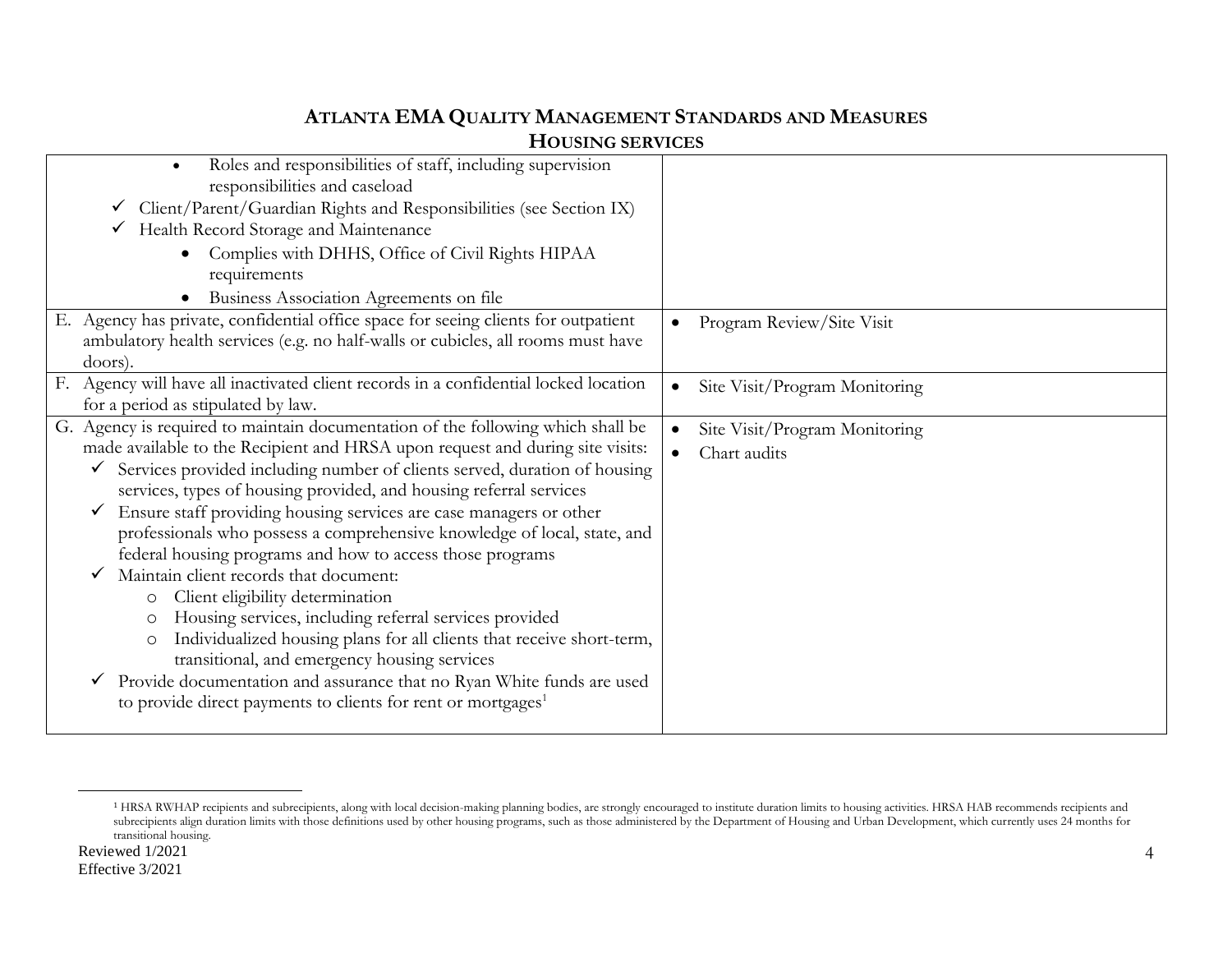# Atlanta EMA Quality Management Standards and Measures
## Housing Services

| | |
|---|---|
| • Roles and responsibilities of staff, including supervision responsibilities and caseload<br>✓ Client/Parent/Guardian Rights and Responsibilities (see Section IX)<br>✓ Health Record Storage and Maintenance<br>• Complies with DHHS, Office of Civil Rights HIPAA requirements<br>• Business Association Agreements on file | |
| E. Agency has private, confidential office space for seeing clients for outpatient ambulatory health services (e.g. no half-walls or cubicles, all rooms must have doors). | • Program Review/Site Visit |
| F. Agency will have all inactivated client records in a confidential locked location for a period as stipulated by law. | • Site Visit/Program Monitoring |
| G. Agency is required to maintain documentation of the following which shall be made available to the Recipient and HRSA upon request and during site visits:<br>✓ Services provided including number of clients served, duration of housing services, types of housing provided, and housing referral services<br>✓ Ensure staff providing housing services are case managers or other professionals who possess a comprehensive knowledge of local, state, and federal housing programs and how to access those programs<br>✓ Maintain client records that document:<br>o Client eligibility determination<br>o Housing services, including referral services provided<br>o Individualized housing plans for all clients that receive short-term, transitional, and emergency housing services<br>✓ Provide documentation and assurance that no Ryan White funds are used to provide direct payments to clients for rent or mortgages[1] | • Site Visit/Program Monitoring<br>• Chart audits |

[1] HRSA RWHAP recipients and subrecipients, along with local decision-making planning bodies, are strongly encouraged to institute duration limits to housing activities. HRSA HAB recommends recipients and subrecipients align duration limits with those definitions used by other housing programs, such as those administered by the Department of Housing and Urban Development, which currently uses 24 months for transitional housing.

Reviewed 1/2021
Effective 3/2021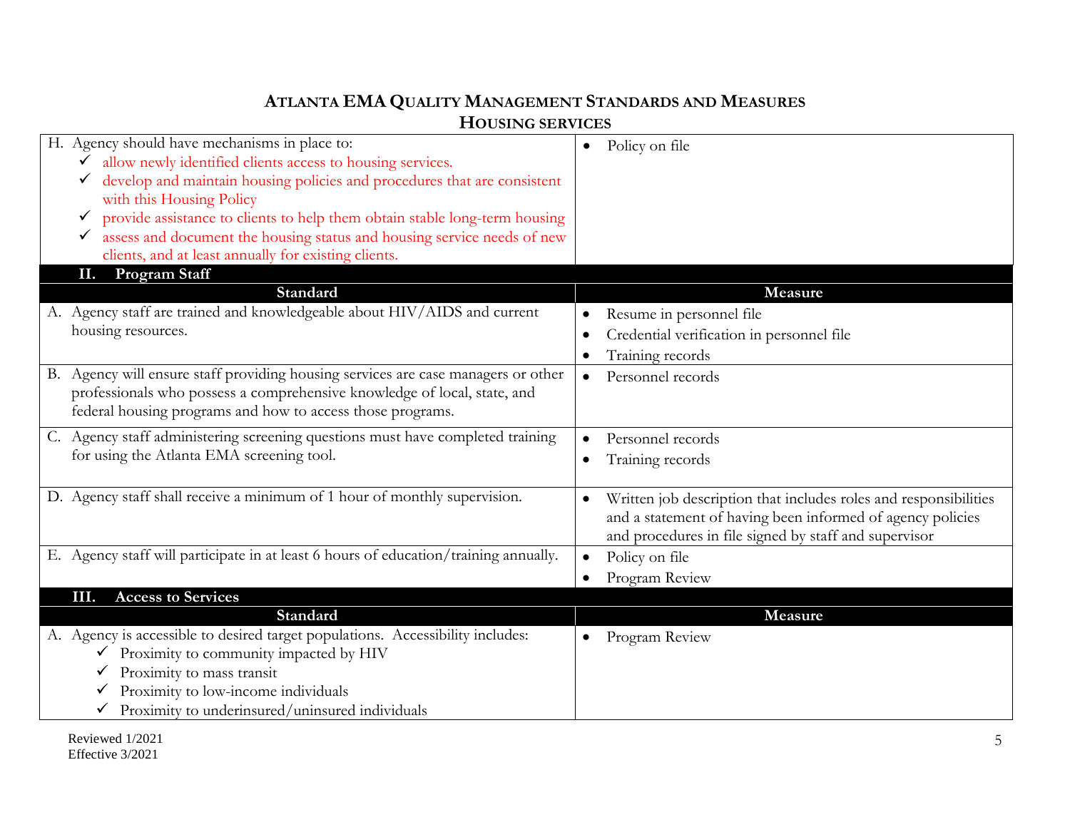# ATLANTA EMA QUALITY MANAGEMENT STANDARDS AND MEASURES

## HOUSING SERVICES

| Standard | Measure |
| --- | --- |
| H. Agency should have mechanisms in place to:<br>✓ allow newly identified clients access to housing services.<br>✓ develop and maintain housing policies and procedures that are consistent with this Housing Policy<br>✓ provide assistance to clients to help them obtain stable long-term housing<br>✓ assess and document the housing status and housing service needs of new clients, and at least annually for existing clients. | • Policy on file |

### II. Program Staff

| Standard | Measure |
| --- | --- |
| A. Agency staff are trained and knowledgeable about HIV/AIDS and current housing resources. | • Resume in personnel file<br>• Credential verification in personnel file<br>• Training records |
| B. Agency will ensure staff providing housing services are case managers or other professionals who possess a comprehensive knowledge of local, state, and federal housing programs and how to access those programs. | • Personnel records |
| C. Agency staff administering screening questions must have completed training for using the Atlanta EMA screening tool. | • Personnel records<br>• Training records |
| D. Agency staff shall receive a minimum of 1 hour of monthly supervision. | • Written job description that includes roles and responsibilities and a statement of having been informed of agency policies and procedures in file signed by staff and supervisor |
| E. Agency staff will participate in at least 6 hours of education/training annually. | • Policy on file<br>• Program Review |

### III. Access to Services

| Standard | Measure |
| --- | --- |
| A. Agency is accessible to desired target populations. Accessibility includes:<br>✓ Proximity to community impacted by HIV<br>✓ Proximity to mass transit<br>✓ Proximity to low-income individuals<br>✓ Proximity to underinsured/uninsured individuals | • Program Review |

Reviewed 1/2021
Effective 3/2021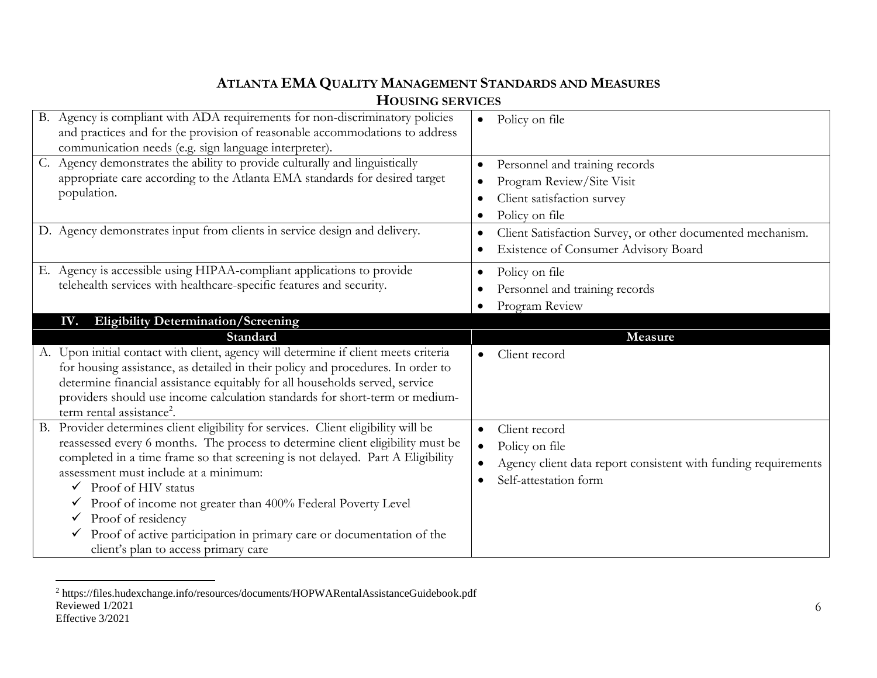# ATLANTA EMA QUALITY MANAGEMENT STANDARDS AND MEASURES

## HOUSING SERVICES

| Standard | Measure |
|---|---|
| B. Agency is compliant with ADA requirements for non-discriminatory policies and practices and for the provision of reasonable accommodations to address communication needs (e.g. sign language interpreter). | • Policy on file |
| C. Agency demonstrates the ability to provide culturally and linguistically appropriate care according to the Atlanta EMA standards for desired target population. | • Personnel and training records<br>• Program Review/Site Visit<br>• Client satisfaction survey<br>• Policy on file |
| D. Agency demonstrates input from clients in service design and delivery. | • Client Satisfaction Survey, or other documented mechanism.<br>• Existence of Consumer Advisory Board |
| E. Agency is accessible using HIPAA-compliant applications to provide telehealth services with healthcare-specific features and security. | • Policy on file<br>• Personnel and training records<br>• Program Review |

### IV. Eligibility Determination/Screening

| Standard | Measure |
|---|---|
| A. Upon initial contact with client, agency will determine if client meets criteria for housing assistance, as detailed in their policy and procedures. In order to determine financial assistance equitably for all households served, service providers should use income calculation standards for short-term or medium-term rental assistance[2]. | • Client record |
| B. Provider determines client eligibility for services. Client eligibility will be reassessed every 6 months. The process to determine client eligibility must be completed in a time frame so that screening is not delayed. Part A Eligibility assessment must include at a minimum:<br>✓ Proof of HIV status<br>✓ Proof of income not greater than 400% Federal Poverty Level<br>✓ Proof of residency<br>✓ Proof of active participation in primary care or documentation of the client's plan to access primary care | • Client record<br>• Policy on file<br>• Agency client data report consistent with funding requirements<br>• Self-attestation form |

[2] https://files.hudexchange.info/resources/documents/HOPWARentalAssistanceGuidebook.pdf

Reviewed 1/2021
Effective 3/2021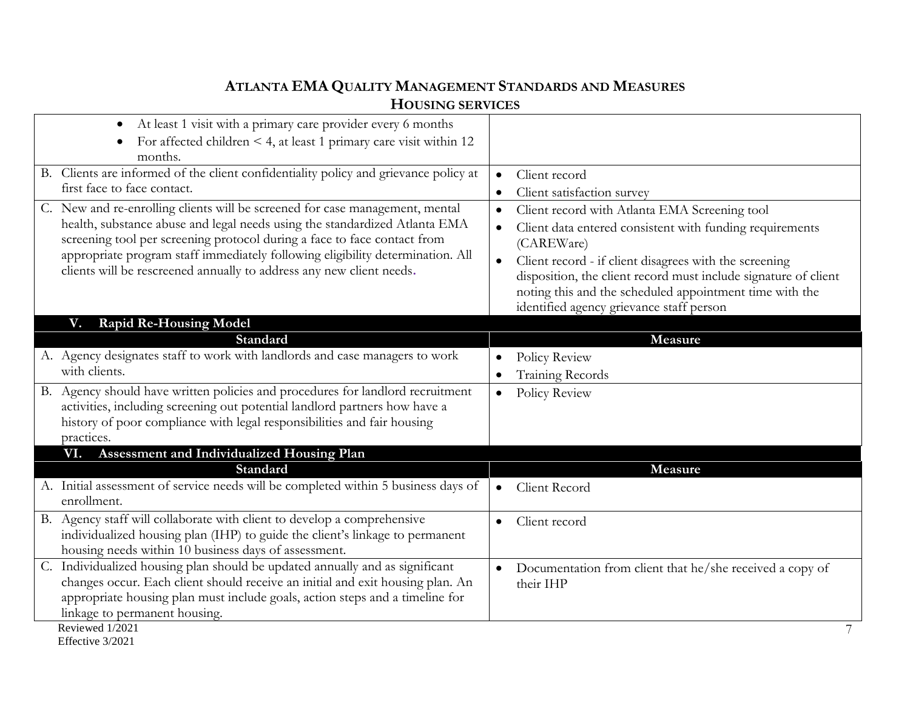# ATLANTA EMA QUALITY MANAGEMENT STANDARDS AND MEASURES
## HOUSING SERVICES

| Standard | Measure |
|---|---|
| • At least 1 visit with a primary care provider every 6 months<br>• For affected children < 4, at least 1 primary care visit within 12 months. | |
| B. Clients are informed of the client confidentiality policy and grievance policy at first face to face contact. | • Client record<br>• Client satisfaction survey |
| C. New and re-enrolling clients will be screened for case management, mental health, substance abuse and legal needs using the standardized Atlanta EMA screening tool per screening protocol during a face to face contact from appropriate program staff immediately following eligibility determination. All clients will be rescreened annually to address any new client needs. | • Client record with Atlanta EMA Screening tool<br>• Client data entered consistent with funding requirements (CAREWare)<br>• Client record - if client disagrees with the screening disposition, the client record must include signature of client noting this and the scheduled appointment time with the identified agency grievance staff person |

### V. Rapid Re-Housing Model

| Standard | Measure |
|---|---|
| A. Agency designates staff to work with landlords and case managers to work with clients. | • Policy Review<br>• Training Records |
| B. Agency should have written policies and procedures for landlord recruitment activities, including screening out potential landlord partners how have a history of poor compliance with legal responsibilities and fair housing practices. | • Policy Review |

### VI. Assessment and Individualized Housing Plan

| Standard | Measure |
|---|---|
| A. Initial assessment of service needs will be completed within 5 business days of enrollment. | • Client Record |
| B. Agency staff will collaborate with client to develop a comprehensive individualized housing plan (IHP) to guide the client's linkage to permanent housing needs within 10 business days of assessment. | • Client record |
| C. Individualized housing plan should be updated annually and as significant changes occur. Each client should receive an initial and exit housing plan. An appropriate housing plan must include goals, action steps and a timeline for linkage to permanent housing. | • Documentation from client that he/she received a copy of their IHP |

Reviewed 1/2021
Effective 3/2021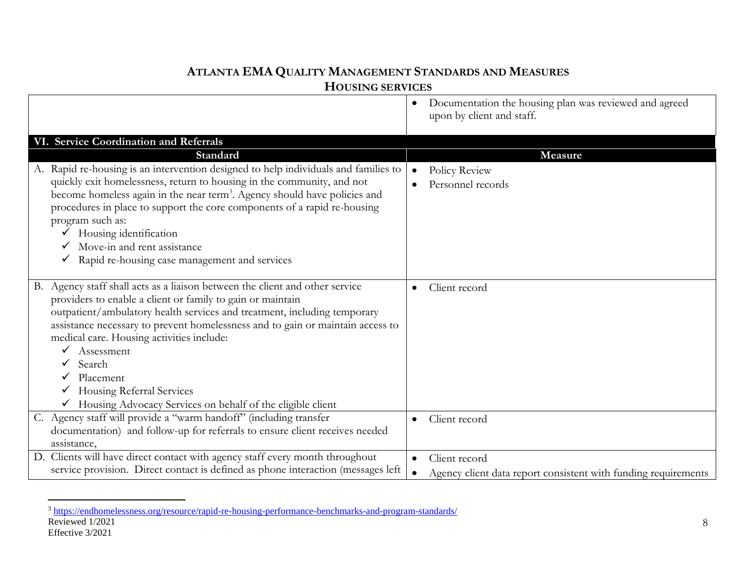# ATLANTA EMA QUALITY MANAGEMENT STANDARDS AND MEASURES

## HOUSING SERVICES

| | |
|---|---|
| | • Documentation the housing plan was reviewed and agreed upon by client and staff. |

**VI. Service Coordination and Referrals**

| Standard | Measure |
|---|---|
| A. Rapid re-housing is an intervention designed to help individuals and families to quickly exit homelessness, return to housing in the community, and not become homeless again in the near term[3]. Agency should have policies and procedures in place to support the core components of a rapid re-housing program such as:<br>✓ Housing identification<br>✓ Move-in and rent assistance<br>✓ Rapid re-housing case management and services | • Policy Review<br>• Personnel records |
| B. Agency staff shall acts as a liaison between the client and other service providers to enable a client or family to gain or maintain outpatient/ambulatory health services and treatment, including temporary assistance necessary to prevent homelessness and to gain or maintain access to medical care. Housing activities include:<br>✓ Assessment<br>✓ Search<br>✓ Placement<br>✓ Housing Referral Services<br>✓ Housing Advocacy Services on behalf of the eligible client | • Client record |
| C. Agency staff will provide a "warm handoff" (including transfer documentation) and follow-up for referrals to ensure client receives needed assistance, | • Client record |
| D. Clients will have direct contact with agency staff every month throughout service provision. Direct contact is defined as phone interaction (messages left | • Client record<br>• Agency client data report consistent with funding requirements |

[3] https://endhomelessness.org/resource/rapid-re-housing-performance-benchmarks-and-program-standards/

Reviewed 1/2021
Effective 3/2021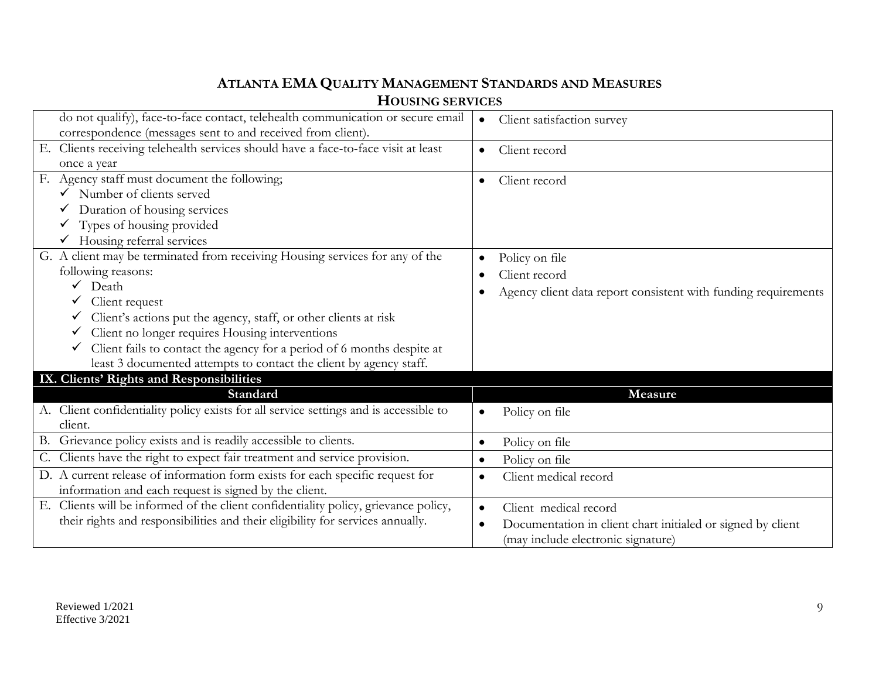# ATLANTA EMA QUALITY MANAGEMENT STANDARDS AND MEASURES

## HOUSING SERVICES

| | |
|---|---|
| do not qualify), face-to-face contact, telehealth communication or secure email correspondence (messages sent to and received from client). | • Client satisfaction survey |
| E. Clients receiving telehealth services should have a face-to-face visit at least once a year | • Client record |
| F. Agency staff must document the following;<br>✓ Number of clients served<br>✓ Duration of housing services<br>✓ Types of housing provided<br>✓ Housing referral services | • Client record |
| G. A client may be terminated from receiving Housing services for any of the following reasons:<br>✓ Death<br>✓ Client request<br>✓ Client's actions put the agency, staff, or other clients at risk<br>✓ Client no longer requires Housing interventions<br>✓ Client fails to contact the agency for a period of 6 months despite at least 3 documented attempts to contact the client by agency staff. | • Policy on file<br>• Client record<br>• Agency client data report consistent with funding requirements |

**IX. Clients' Rights and Responsibilities**

| Standard | Measure |
|---|---|
| A. Client confidentiality policy exists for all service settings and is accessible to client. | • Policy on file |
| B. Grievance policy exists and is readily accessible to clients. | • Policy on file |
| C. Clients have the right to expect fair treatment and service provision. | • Policy on file |
| D. A current release of information form exists for each specific request for information and each request is signed by the client. | • Client medical record |
| E. Clients will be informed of the client confidentiality policy, grievance policy, their rights and responsibilities and their eligibility for services annually. | • Client medical record<br>• Documentation in client chart initialed or signed by client (may include electronic signature) |

Reviewed 1/2021
Effective 3/2021